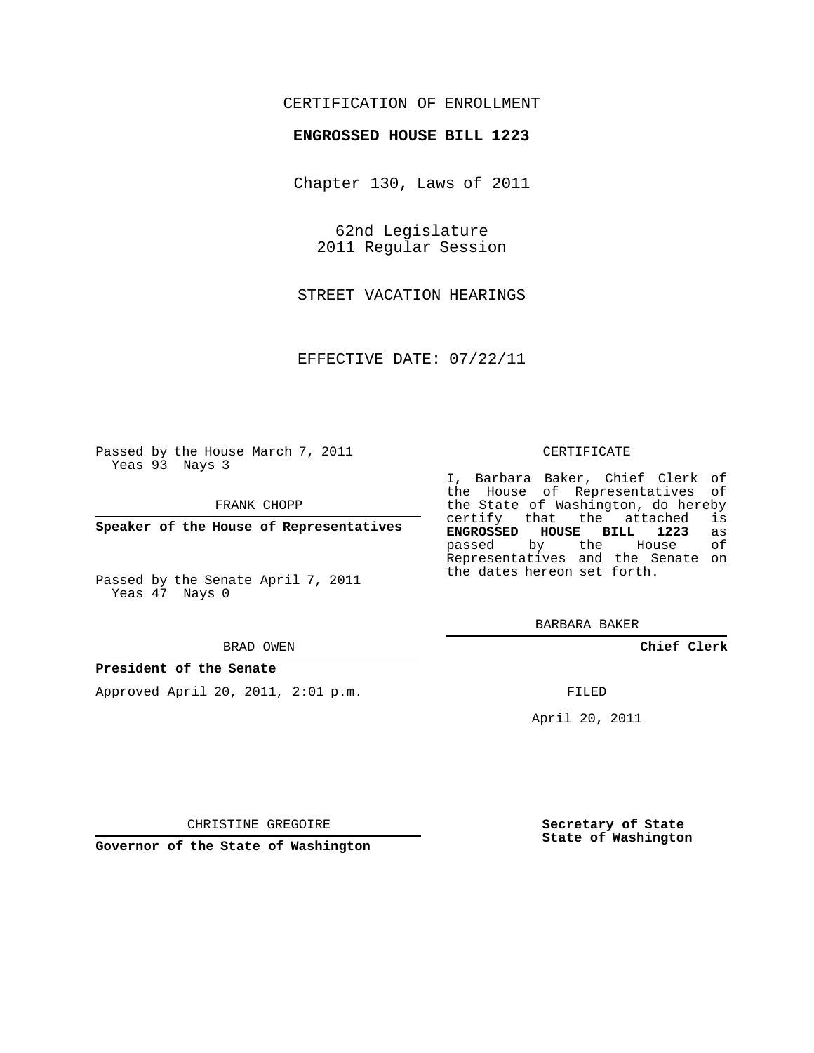CERTIFICATION OF ENROLLMENT

**ENGROSSED HOUSE BILL 1223**

Chapter 130, Laws of 2011

62nd Legislature
2011 Regular Session

STREET VACATION HEARINGS

EFFECTIVE DATE: 07/22/11

Passed by the House March 7, 2011
Yeas 93 Nays 3

FRANK CHOPP

**Speaker of the House of Representatives**

Passed by the Senate April 7, 2011
Yeas 47 Nays 0

BRAD OWEN

**President of the Senate**

Approved April 20, 2011, 2:01 p.m.

CHRISTINE GREGOIRE

**Governor of the State of Washington**

CERTIFICATE

I, Barbara Baker, Chief Clerk of the House of Representatives of the State of Washington, do hereby certify that the attached is **ENGROSSED HOUSE BILL 1223** as passed by the House of Representatives and the Senate on the dates hereon set forth.

BARBARA BAKER

**Chief Clerk**

FILED

April 20, 2011

**Secretary of State**
**State of Washington**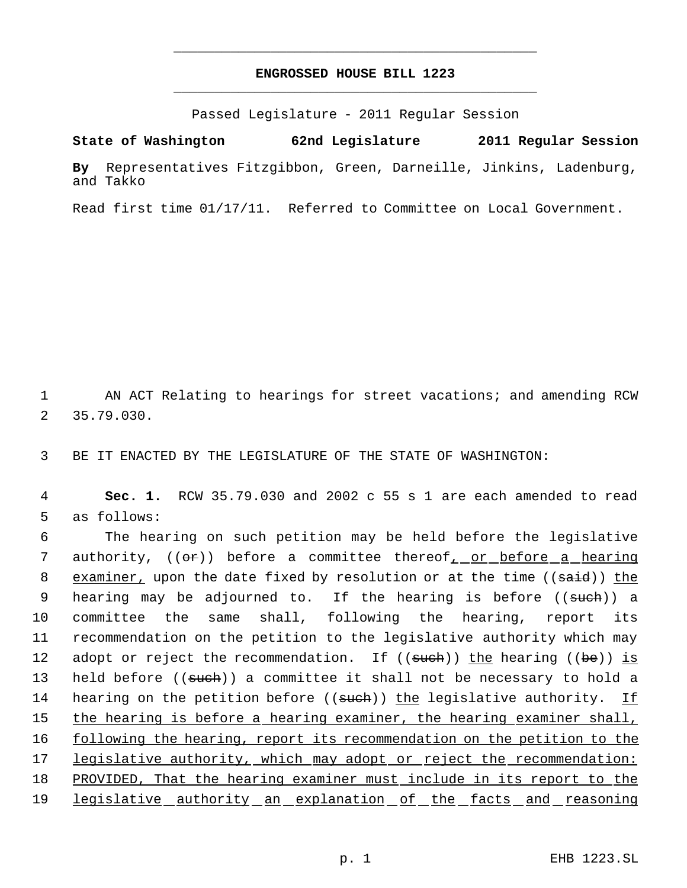**ENGROSSED HOUSE BILL 1223**

Passed Legislature - 2011 Regular Session

**State of Washington 62nd Legislature 2011 Regular Session**

**By** Representatives Fitzgibbon, Green, Darneille, Jinkins, Ladenburg, and Takko

Read first time 01/17/11. Referred to Committee on Local Government.

1 AN ACT Relating to hearings for street vacations; and amending RCW
2 35.79.030.

3 BE IT ENACTED BY THE LEGISLATURE OF THE STATE OF WASHINGTON:

4 **Sec. 1.** RCW 35.79.030 and 2002 c 55 s 1 are each amended to read
5 as follows:

6 The hearing on such petition may be held before the legislative
7 authority, ((~~or~~)) before a committee thereof, or before a hearing
8 examiner, upon the date fixed by resolution or at the time ((~~said~~)) the
9 hearing may be adjourned to. If the hearing is before ((~~such~~)) a
10 committee the same shall, following the hearing, report its
11 recommendation on the petition to the legislative authority which may
12 adopt or reject the recommendation. If ((~~such~~)) the hearing ((~~be~~)) is
13 held before ((~~such~~)) a committee it shall not be necessary to hold a
14 hearing on the petition before ((~~such~~)) the legislative authority. If
15 the hearing is before a hearing examiner, the hearing examiner shall,
16 following the hearing, report its recommendation on the petition to the
17 legislative authority, which may adopt or reject the recommendation:
18 PROVIDED, That the hearing examiner must include in its report to the
19 legislative authority an explanation of the facts and reasoning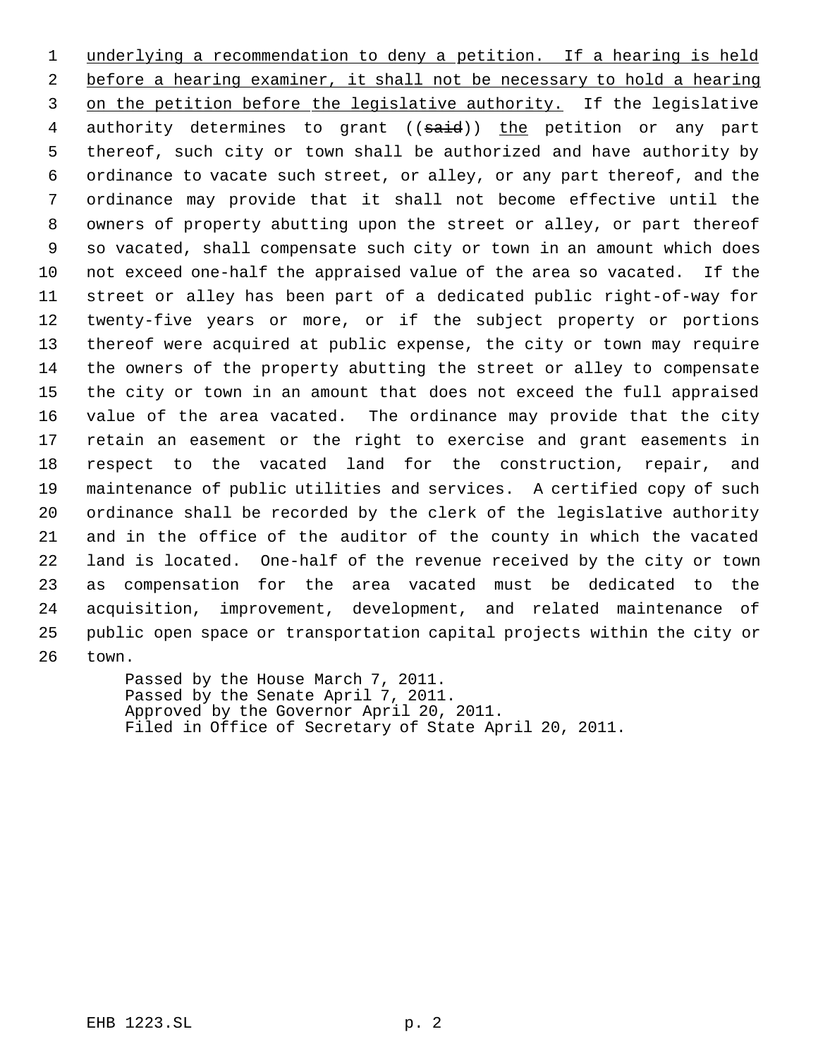underlying a recommendation to deny a petition. If a hearing is held before a hearing examiner, it shall not be necessary to hold a hearing on the petition before the legislative authority. If the legislative authority determines to grant ((said)) the petition or any part thereof, such city or town shall be authorized and have authority by ordinance to vacate such street, or alley, or any part thereof, and the ordinance may provide that it shall not become effective until the owners of property abutting upon the street or alley, or part thereof so vacated, shall compensate such city or town in an amount which does not exceed one-half the appraised value of the area so vacated. If the street or alley has been part of a dedicated public right-of-way for twenty-five years or more, or if the subject property or portions thereof were acquired at public expense, the city or town may require the owners of the property abutting the street or alley to compensate the city or town in an amount that does not exceed the full appraised value of the area vacated. The ordinance may provide that the city retain an easement or the right to exercise and grant easements in respect to the vacated land for the construction, repair, and maintenance of public utilities and services. A certified copy of such ordinance shall be recorded by the clerk of the legislative authority and in the office of the auditor of the county in which the vacated land is located. One-half of the revenue received by the city or town as compensation for the area vacated must be dedicated to the acquisition, improvement, development, and related maintenance of public open space or transportation capital projects within the city or town.

Passed by the House March 7, 2011.
Passed by the Senate April 7, 2011.
Approved by the Governor April 20, 2011.
Filed in Office of Secretary of State April 20, 2011.